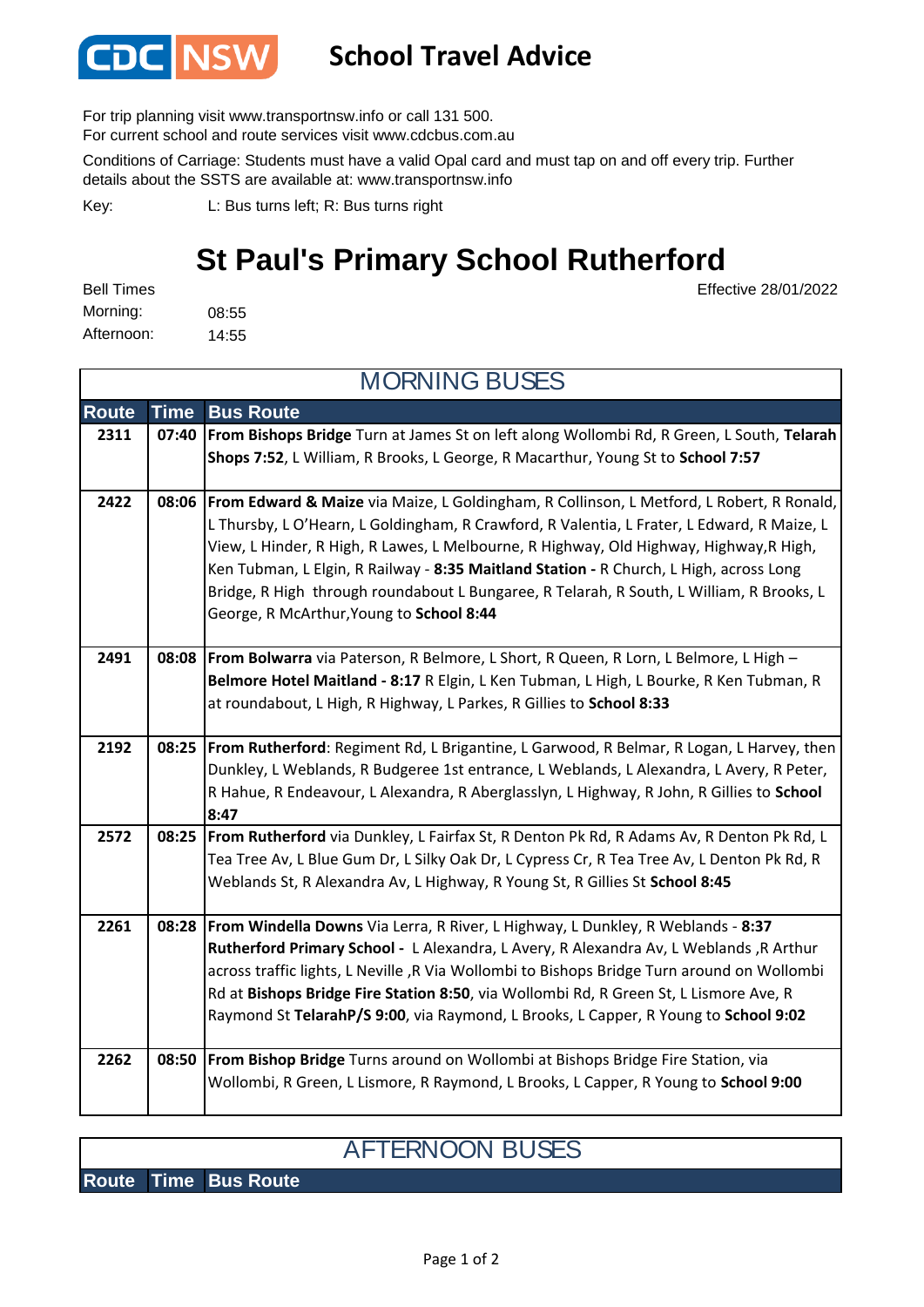# School Travel Advice

For trip planning visit www.transportnsw.info or call 131 500.
For current school and route services visit www.cdcbus.com.au

Conditions of Carriage: Students must have a valid Opal card and must tap on and off every trip. Further details about the SSTS are available at: www.transportnsw.info

Key: L: Bus turns left; R: Bus turns right

## St Paul's Primary School Rutherford

Effective 28/01/2022

Bell Times
Morning: 08:55
Afternoon: 14:55

### MORNING BUSES

| Route | Time | Bus Route |
|---|---|---|
| 2311 | 07:40 | **From Bishops Bridge** Turn at James St on left along Wollombi Rd, R Green, L South, **Telarah Shops 7:52**, L William, R Brooks, L George, R Macarthur, Young St to **School 7:57** |
| 2422 | 08:06 | **From Edward & Maize** via Maize, L Goldingham, R Collinson, L Metford, L Robert, R Ronald, L Thursby, L O'Hearn, L Goldingham, R Crawford, R Valentia, L Frater, L Edward, R Maize, L View, L Hinder, R High, R Lawes, L Melbourne, R Highway, Old Highway, Highway,R High, Ken Tubman, L Elgin, R Railway - **8:35 Maitland Station -** R Church, L High, across Long Bridge, R High through roundabout L Bungaree, R Telarah, R South, L William, R Brooks, L George, R McArthur,Young to **School 8:44** |
| 2491 | 08:08 | **From Bolwarra** via Paterson, R Belmore, L Short, R Queen, R Lorn, L Belmore, L High – **Belmore Hotel Maitland - 8:17** R Elgin, L Ken Tubman, L High, L Bourke, R Ken Tubman, R at roundabout, L High, R Highway, L Parkes, R Gillies to **School 8:33** |
| 2192 | 08:25 | **From Rutherford**: Regiment Rd, L Brigantine, L Garwood, R Belmar, R Logan, L Harvey, then Dunkley, L Weblands, R Budgeree 1st entrance, L Weblands, L Alexandra, L Avery, R Peter, R Hahue, R Endeavour, L Alexandra, R Aberglasslyn, L Highway, R John, R Gillies to **School 8:47** |
| 2572 | 08:25 | **From Rutherford** via Dunkley, L Fairfax St, R Denton Pk Rd, R Adams Av, R Denton Pk Rd, L Tea Tree Av, L Blue Gum Dr, L Silky Oak Dr, L Cypress Cr, R Tea Tree Av, L Denton Pk Rd, R Weblands St, R Alexandra Av, L Highway, R Young St, R Gillies St **School 8:45** |
| 2261 | 08:28 | **From Windella Downs** Via Lerra, R River, L Highway, L Dunkley, R Weblands - **8:37 Rutherford Primary School -** L Alexandra, L Avery, R Alexandra Av, L Weblands ,R Arthur across traffic lights, L Neville ,R Via Wollombi to Bishops Bridge Turn around on Wollombi Rd at **Bishops Bridge Fire Station 8:50**, via Wollombi Rd, R Green St, L Lismore Ave, R Raymond St **TelarahP/S 9:00**, via Raymond, L Brooks, L Capper, R Young to **School 9:02** |
| 2262 | 08:50 | **From Bishop Bridge** Turns around on Wollombi at Bishops Bridge Fire Station, via Wollombi, R Green, L Lismore, R Raymond, L Brooks, L Capper, R Young to **School 9:00** |

### AFTERNOON BUSES

| Route | Time | Bus Route |
|---|---|---|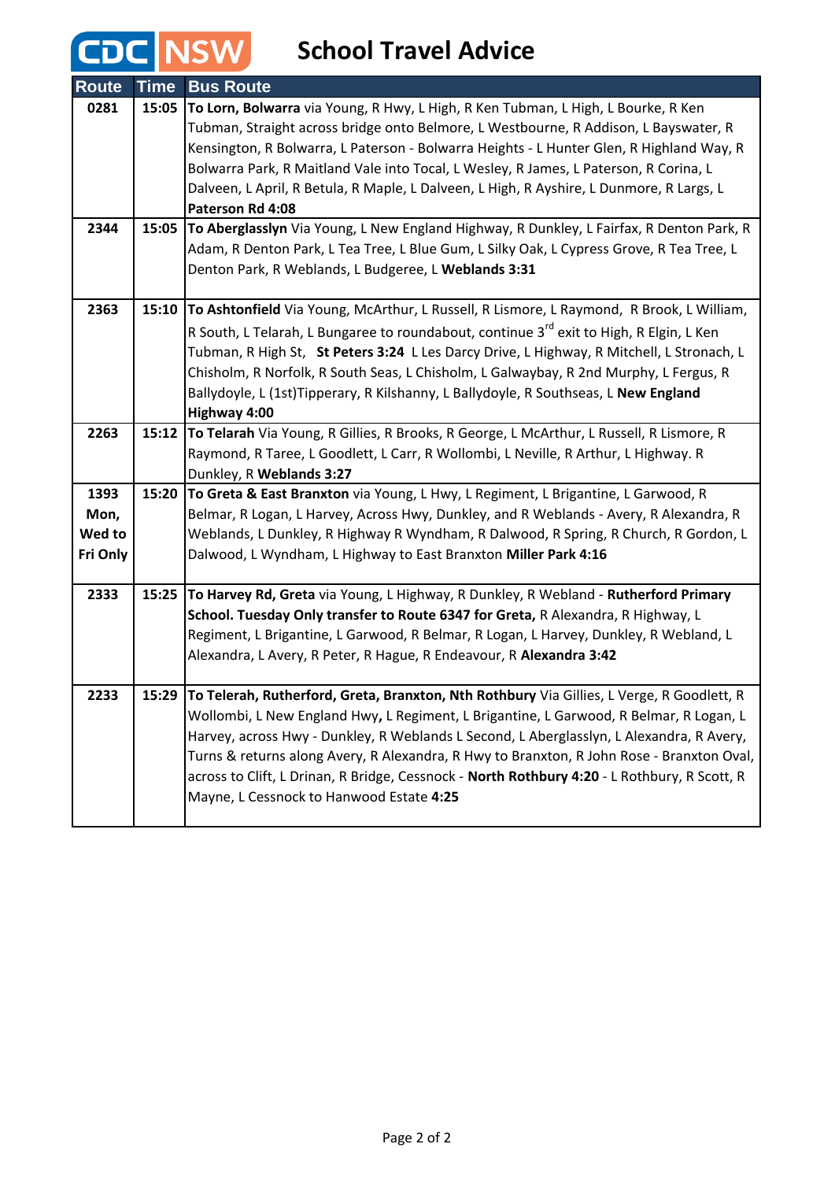# CDC NSW School Travel Advice

| Route | Time | Bus Route |
|---|---|---|
| 0281 | 15:05 | **To Lorn, Bolwarra** via Young, R Hwy, L High, R Ken Tubman, L High, L Bourke, R Ken Tubman, Straight across bridge onto Belmore, L Westbourne, R Addison, L Bayswater, R Kensington, R Bolwarra, L Paterson - Bolwarra Heights - L Hunter Glen, R Highland Way, R Bolwarra Park, R Maitland Vale into Tocal, L Wesley, R James, L Paterson, R Corina, L Dalveen, L April, R Betula, R Maple, L Dalveen, L High, R Ayshire, L Dunmore, R Largs, L **Paterson Rd 4:08** |
| 2344 | 15:05 | **To Aberglasslyn** Via Young, L New England Highway, R Dunkley, L Fairfax, R Denton Park, R Adam, R Denton Park, L Tea Tree, L Blue Gum, L Silky Oak, L Cypress Grove, R Tea Tree, L Denton Park, R Weblands, L Budgeree, L **Weblands 3:31** |
| 2363 | 15:10 | **To Ashtonfield** Via Young, McArthur, L Russell, R Lismore, L Raymond, R Brook, L William, R South, L Telarah, L Bungaree to roundabout, continue 3rd exit to High, R Elgin, L Ken Tubman, R High St, **St Peters 3:24** L Les Darcy Drive, L Highway, R Mitchell, L Stronach, L Chisholm, R Norfolk, R South Seas, L Chisholm, L Galwaybay, R 2nd Murphy, L Fergus, R Ballydoyle, L (1st)Tipperary, R Kilshanny, L Ballydoyle, R Southseas, L **New England Highway 4:00** |
| 2263 | 15:12 | **To Telarah** Via Young, R Gillies, R Brooks, R George, L McArthur, L Russell, R Lismore, R Raymond, R Taree, L Goodlett, L Carr, R Wollombi, L Neville, R Arthur, L Highway. R Dunkley, R **Weblands 3:27** |
| **1393 Mon, Wed to Fri Only** | 15:20 | **To Greta & East Branxton** via Young, L Hwy, L Regiment, L Brigantine, L Garwood, R Belmar, R Logan, L Harvey, Across Hwy, Dunkley, and R Weblands - Avery, R Alexandra, R Weblands, L Dunkley, R Highway R Wyndham, R Dalwood, R Spring, R Church, R Gordon, L Dalwood, L Wyndham, L Highway to East Branxton **Miller Park 4:16** |
| 2333 | 15:25 | **To Harvey Rd, Greta** via Young, L Highway, R Dunkley, R Webland - **Rutherford Primary School. Tuesday Only transfer to Route 6347 for Greta,** R Alexandra, R Highway, L Regiment, L Brigantine, L Garwood, R Belmar, R Logan, L Harvey, Dunkley, R Webland, L Alexandra, L Avery, R Peter, R Hague, R Endeavour, R **Alexandra 3:42** |
| 2233 | 15:29 | **To Telerah, Rutherford, Greta, Branxton, Nth Rothbury** Via Gillies, L Verge, R Goodlett, R Wollombi, L New England Hwy**,** L Regiment, L Brigantine, L Garwood, R Belmar, R Logan, L Harvey, across Hwy - Dunkley, R Weblands L Second, L Aberglasslyn, L Alexandra, R Avery, Turns & returns along Avery, R Alexandra, R Hwy to Branxton, R John Rose - Branxton Oval, across to Clift, L Drinan, R Bridge, Cessnock - **North Rothbury 4:20** - L Rothbury, R Scott, R Mayne, L Cessnock to Hanwood Estate **4:25** |